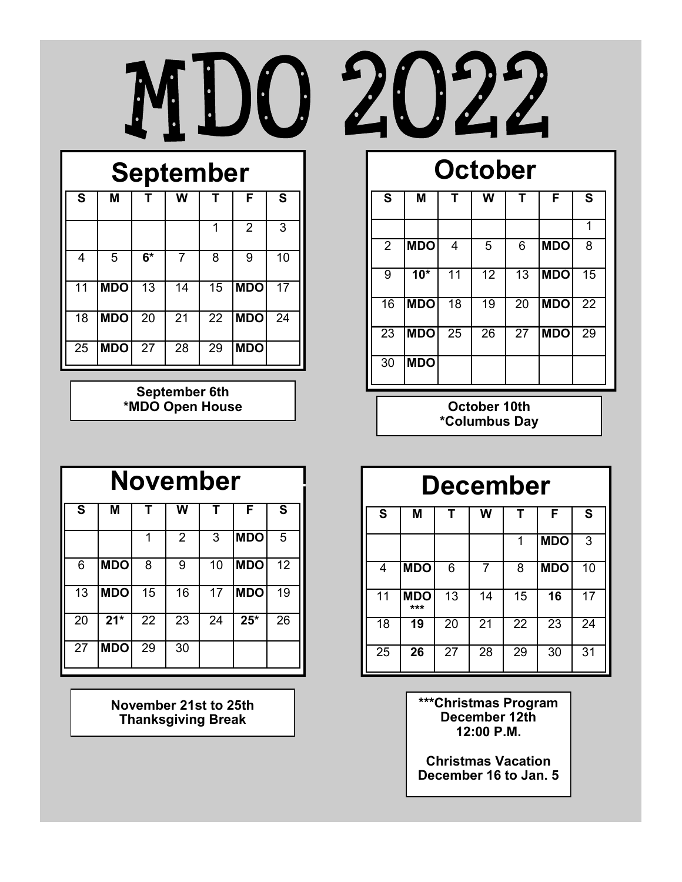# MDO 2022

## September

| S | M | T | W | T | F | S |
|---|---|---|---|---|---|---|
| | | | | 1 | 2 | 3 |
| 4 | 5 | **6*** | 7 | 8 | 9 | 10 |
| 11 | **MDO** | 13 | 14 | 15 | **MDO** | 17 |
| 18 | **MDO** | 20 | 21 | 22 | **MDO** | 24 |
| 25 | **MDO** | 27 | 28 | 29 | **MDO** | |

**September 6th**
***MDO Open House**

## October

| S | M | T | W | T | F | S |
|---|---|---|---|---|---|---|
| | | | | | | 1 |
| 2 | **MDO** | 4 | 5 | 6 | **MDO** | 8 |
| 9 | **10*** | 11 | 12 | 13 | **MDO** | 15 |
| 16 | **MDO** | 18 | 19 | 20 | **MDO** | 22 |
| 23 | **MDO** | 25 | 26 | 27 | **MDO** | 29 |
| 30 | **MDO** | | | | | |

**October 10th**
***Columbus Day**

## November

| S | M | T | W | T | F | S |
|---|---|---|---|---|---|---|
| | | 1 | 2 | 3 | **MDO** | 5 |
| 6 | **MDO** | 8 | 9 | 10 | **MDO** | 12 |
| 13 | **MDO** | 15 | 16 | 17 | **MDO** | 19 |
| 20 | **21*** | 22 | 23 | 24 | **25*** | 26 |
| 27 | **MDO** | 29 | 30 | | | |

**November 21st to 25th**
**Thanksgiving Break**

## December

| S | M | T | W | T | F | S |
|---|---|---|---|---|---|---|
| | | | | 1 | **MDO** | 3 |
| 4 | **MDO** | 6 | 7 | 8 | **MDO** | 10 |
| 11 | **MDO** *** | 13 | 14 | 15 | **16** | 17 |
| 18 | **19** | 20 | 21 | 22 | 23 | 24 |
| 25 | **26** | 27 | 28 | 29 | 30 | 31 |

*****Christmas Program**
**December 12th**
**12:00 P.M.**

**Christmas Vacation**
**December 16 to Jan. 5**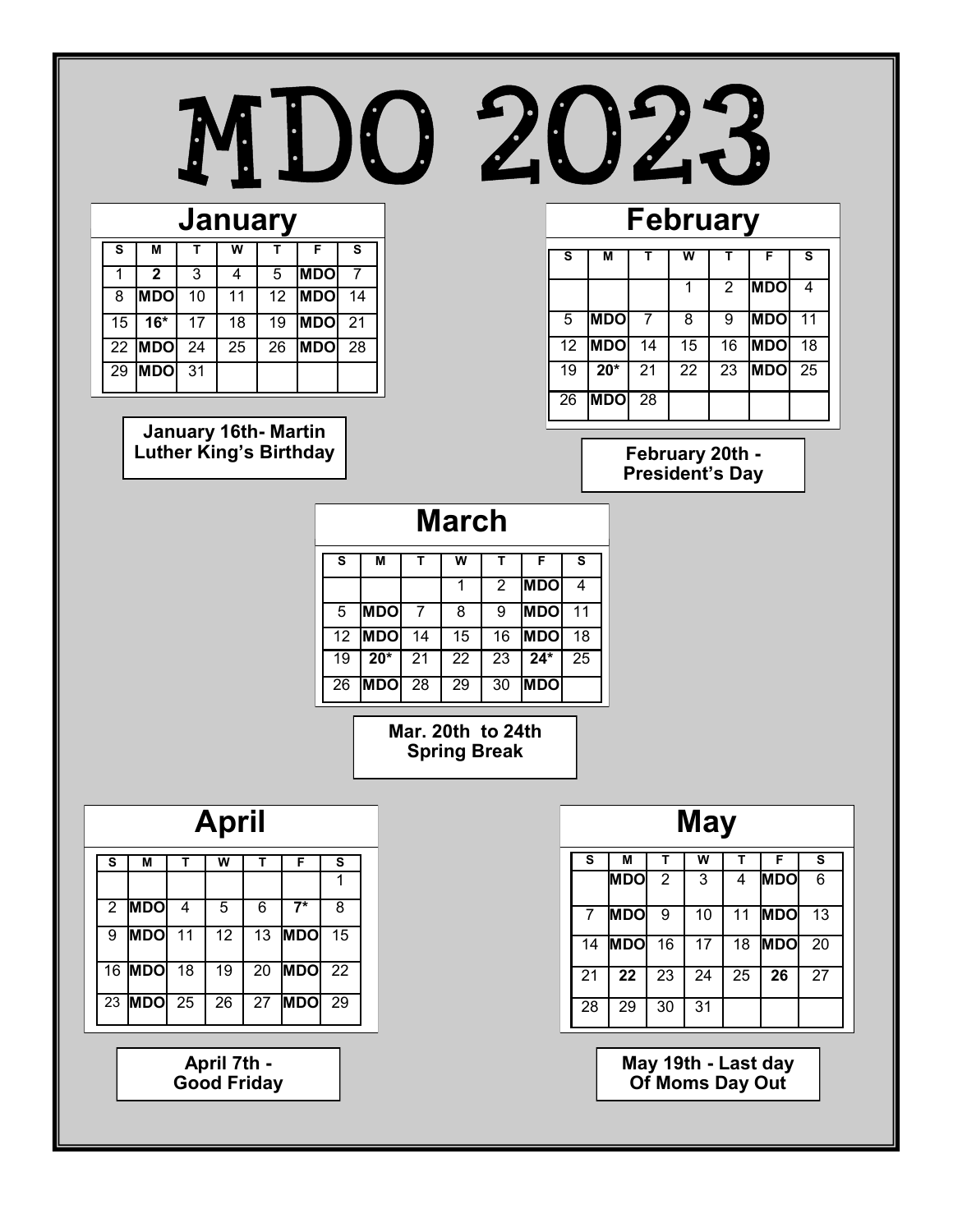# MDO 2023

## January

| S | M | T | W | T | F | S |
|---|---|---|---|---|---|---|
| 1 | **2** | 3 | 4 | 5 | **MDO** | 7 |
| 8 | **MDO** | 10 | 11 | 12 | **MDO** | 14 |
| 15 | **16*** | 17 | 18 | 19 | **MDO** | 21 |
| 22 | **MDO** | 24 | 25 | 26 | **MDO** | 28 |
| 29 | **MDO** | 31 | | | | |

**January 16th- Martin Luther King's Birthday**

## February

| S | M | T | W | T | F | S |
|---|---|---|---|---|---|---|
| | | | 1 | 2 | **MDO** | 4 |
| 5 | **MDO** | 7 | 8 | 9 | **MDO** | 11 |
| 12 | **MDO** | 14 | 15 | 16 | **MDO** | 18 |
| 19 | **20*** | 21 | 22 | 23 | **MDO** | 25 |
| 26 | **MDO** | 28 | | | | |

**February 20th - President's Day**

## March

| S | M | T | W | T | F | S |
|---|---|---|---|---|---|---|
| | | | 1 | 2 | **MDO** | 4 |
| 5 | **MDO** | 7 | 8 | 9 | **MDO** | 11 |
| 12 | **MDO** | 14 | 15 | 16 | **MDO** | 18 |
| 19 | **20*** | 21 | 22 | 23 | **24*** | 25 |
| 26 | **MDO** | 28 | 29 | 30 | **MDO** | |

**Mar. 20th to 24th Spring Break**

## April

| S | M | T | W | T | F | S |
|---|---|---|---|---|---|---|
| | | | | | | 1 |
| 2 | **MDO** | 4 | 5 | 6 | **7*** | 8 |
| 9 | **MDO** | 11 | 12 | 13 | **MDO** | 15 |
| 16 | **MDO** | 18 | 19 | 20 | **MDO** | 22 |
| 23 | **MDO** | 25 | 26 | 27 | **MDO** | 29 |

**April 7th - Good Friday**

## May

| S | M | T | W | T | F | S |
|---|---|---|---|---|---|---|
| | **MDO** | 2 | 3 | 4 | **MDO** | 6 |
| 7 | **MDO** | 9 | 10 | 11 | **MDO** | 13 |
| 14 | **MDO** | 16 | 17 | 18 | **MDO** | 20 |
| 21 | **22** | 23 | 24 | 25 | **26** | 27 |
| 28 | 29 | 30 | 31 | | | |

**May 19th - Last day Of Moms Day Out**